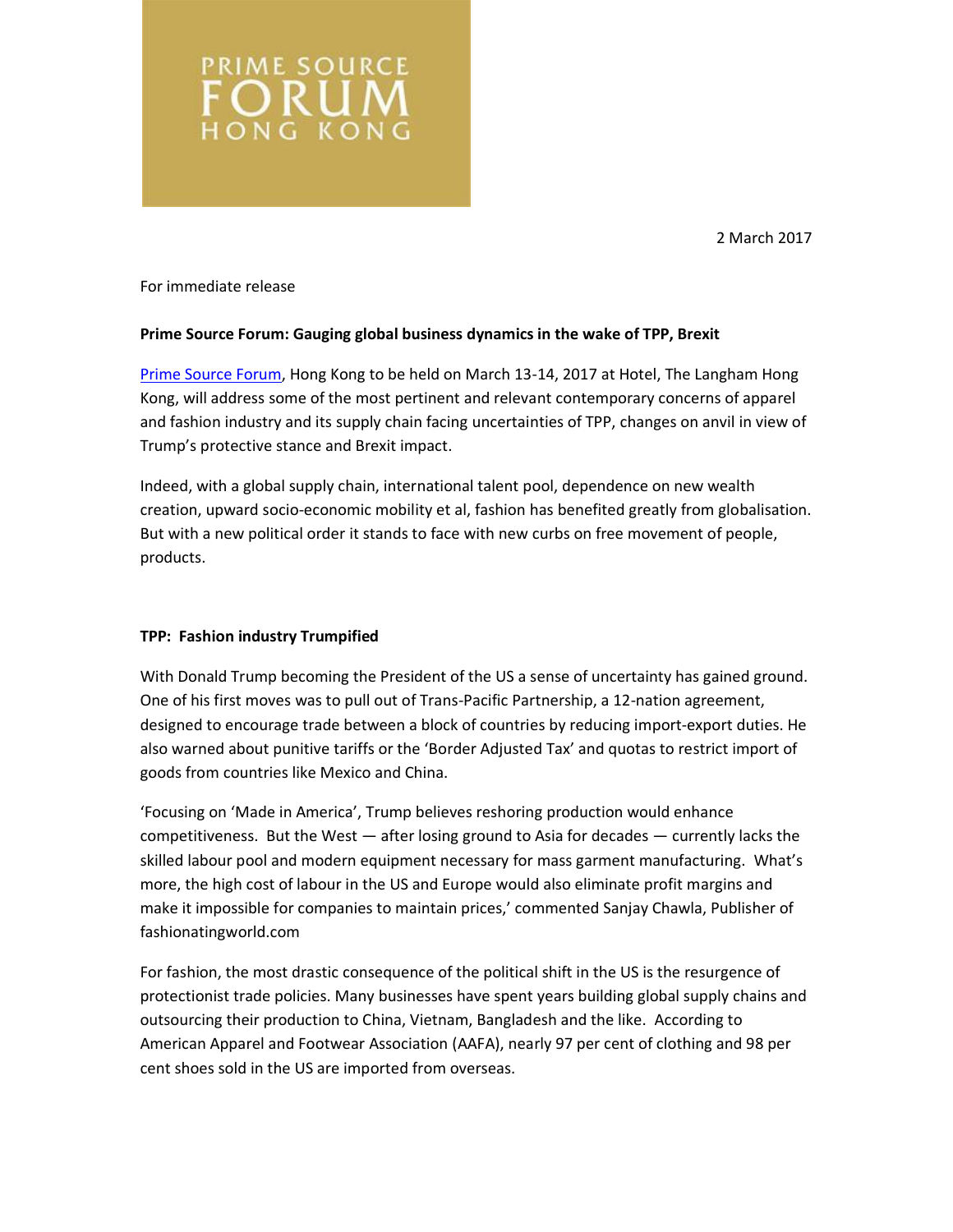PRIME SOURCE FORUM HONG KONG

2 March 2017

For immediate release

**Prime Source Forum: Gauging global business dynamics in the wake of TPP, Brexit**

Prime Source Forum, Hong Kong to be held on March 13-14, 2017 at Hotel, The Langham Hong Kong, will address some of the most pertinent and relevant contemporary concerns of apparel and fashion industry and its supply chain facing uncertainties of TPP, changes on anvil in view of Trump's protective stance and Brexit impact.

Indeed, with a global supply chain, international talent pool, dependence on new wealth creation, upward socio-economic mobility et al, fashion has benefited greatly from globalisation. But with a new political order it stands to face with new curbs on free movement of people, products.

**TPP: Fashion industry Trumpified**

With Donald Trump becoming the President of the US a sense of uncertainty has gained ground. One of his first moves was to pull out of Trans-Pacific Partnership, a 12-nation agreement, designed to encourage trade between a block of countries by reducing import-export duties. He also warned about punitive tariffs or the 'Border Adjusted Tax' and quotas to restrict import of goods from countries like Mexico and China.

'Focusing on 'Made in America', Trump believes reshoring production would enhance competitiveness. But the West — after losing ground to Asia for decades — currently lacks the skilled labour pool and modern equipment necessary for mass garment manufacturing. What's more, the high cost of labour in the US and Europe would also eliminate profit margins and make it impossible for companies to maintain prices,' commented Sanjay Chawla, Publisher of fashionatingworld.com

For fashion, the most drastic consequence of the political shift in the US is the resurgence of protectionist trade policies. Many businesses have spent years building global supply chains and outsourcing their production to China, Vietnam, Bangladesh and the like. According to American Apparel and Footwear Association (AAFA), nearly 97 per cent of clothing and 98 per cent shoes sold in the US are imported from overseas.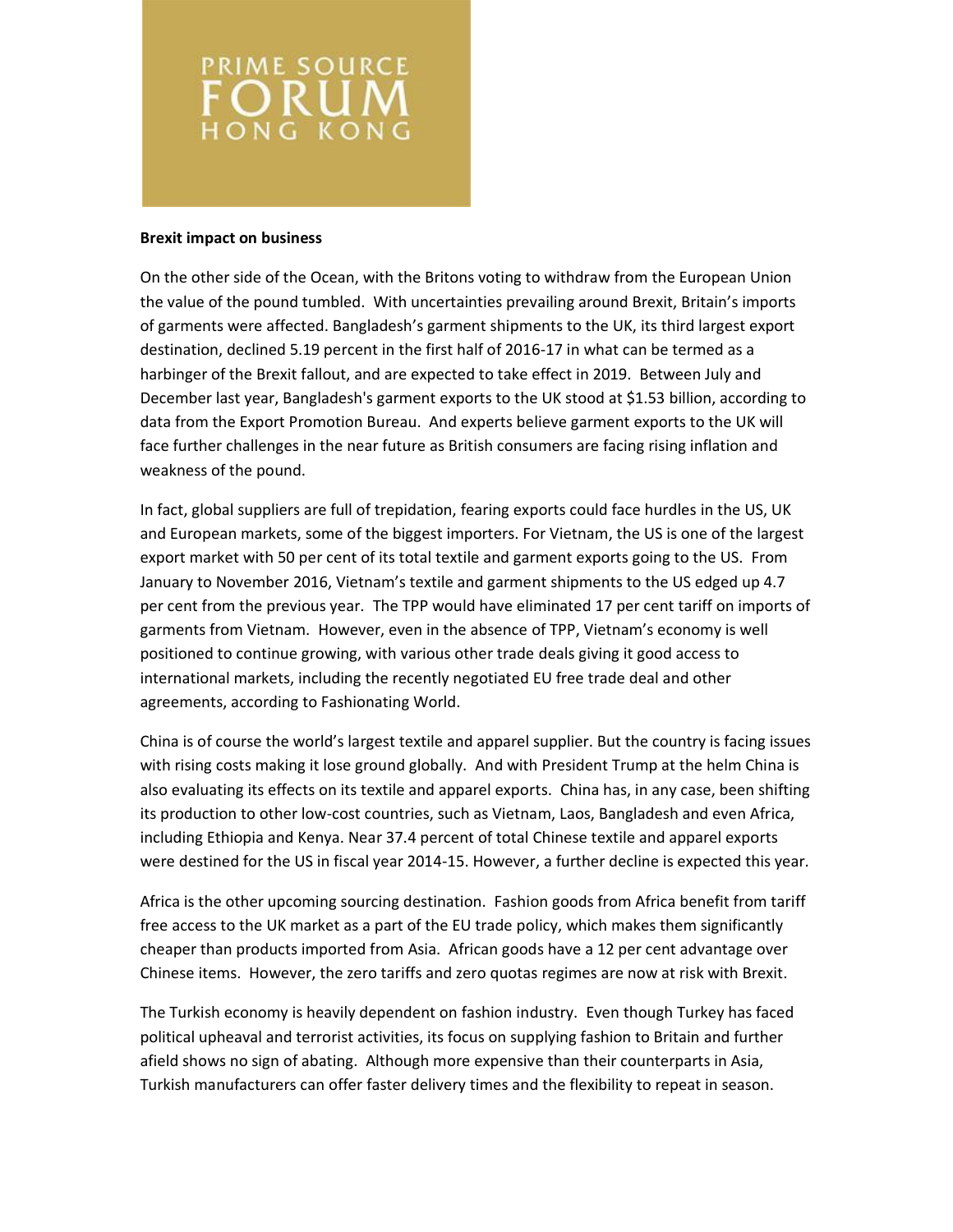**Brexit impact on business**

On the other side of the Ocean, with the Britons voting to withdraw from the European Union the value of the pound tumbled. With uncertainties prevailing around Brexit, Britain's imports of garments were affected. Bangladesh's garment shipments to the UK, its third largest export destination, declined 5.19 percent in the first half of 2016-17 in what can be termed as a harbinger of the Brexit fallout, and are expected to take effect in 2019. Between July and December last year, Bangladesh's garment exports to the UK stood at $1.53 billion, according to data from the Export Promotion Bureau. And experts believe garment exports to the UK will face further challenges in the near future as British consumers are facing rising inflation and weakness of the pound.

In fact, global suppliers are full of trepidation, fearing exports could face hurdles in the US, UK and European markets, some of the biggest importers. For Vietnam, the US is one of the largest export market with 50 per cent of its total textile and garment exports going to the US. From January to November 2016, Vietnam's textile and garment shipments to the US edged up 4.7 per cent from the previous year. The TPP would have eliminated 17 per cent tariff on imports of garments from Vietnam. However, even in the absence of TPP, Vietnam's economy is well positioned to continue growing, with various other trade deals giving it good access to international markets, including the recently negotiated EU free trade deal and other agreements, according to Fashionating World.

China is of course the world's largest textile and apparel supplier. But the country is facing issues with rising costs making it lose ground globally. And with President Trump at the helm China is also evaluating its effects on its textile and apparel exports. China has, in any case, been shifting its production to other low-cost countries, such as Vietnam, Laos, Bangladesh and even Africa, including Ethiopia and Kenya. Near 37.4 percent of total Chinese textile and apparel exports were destined for the US in fiscal year 2014-15. However, a further decline is expected this year.

Africa is the other upcoming sourcing destination. Fashion goods from Africa benefit from tariff free access to the UK market as a part of the EU trade policy, which makes them significantly cheaper than products imported from Asia. African goods have a 12 per cent advantage over Chinese items. However, the zero tariffs and zero quotas regimes are now at risk with Brexit.

The Turkish economy is heavily dependent on fashion industry. Even though Turkey has faced political upheaval and terrorist activities, its focus on supplying fashion to Britain and further afield shows no sign of abating. Although more expensive than their counterparts in Asia, Turkish manufacturers can offer faster delivery times and the flexibility to repeat in season.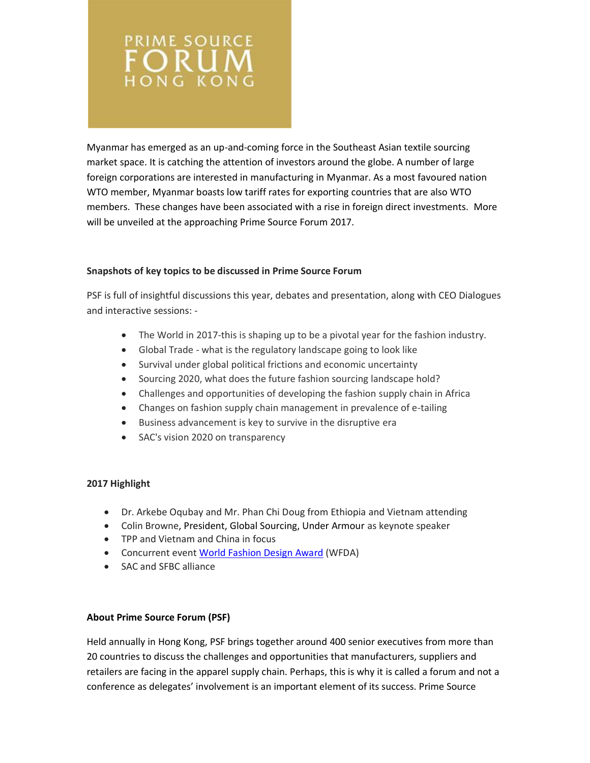Myanmar has emerged as an up-and-coming force in the Southeast Asian textile sourcing market space. It is catching the attention of investors around the globe. A number of large foreign corporations are interested in manufacturing in Myanmar. As a most favoured nation WTO member, Myanmar boasts low tariff rates for exporting countries that are also WTO members. These changes have been associated with a rise in foreign direct investments. More will be unveiled at the approaching Prime Source Forum 2017.

**Snapshots of key topics to be discussed in Prime Source Forum**

PSF is full of insightful discussions this year, debates and presentation, along with CEO Dialogues and interactive sessions: -

- The World in 2017-this is shaping up to be a pivotal year for the fashion industry.
- Global Trade - what is the regulatory landscape going to look like
- Survival under global political frictions and economic uncertainty
- Sourcing 2020, what does the future fashion sourcing landscape hold?
- Challenges and opportunities of developing the fashion supply chain in Africa
- Changes on fashion supply chain management in prevalence of e-tailing
- Business advancement is key to survive in the disruptive era
- SAC's vision 2020 on transparency

**2017 Highlight**

- Dr. Arkebe Oqubay and Mr. Phan Chi Doug from Ethiopia and Vietnam attending
- Colin Browne, President, Global Sourcing, Under Armour as keynote speaker
- TPP and Vietnam and China in focus
- Concurrent event [World Fashion Design Award] (WFDA)
- SAC and SFBC alliance

**About Prime Source Forum (PSF)**

Held annually in Hong Kong, PSF brings together around 400 senior executives from more than 20 countries to discuss the challenges and opportunities that manufacturers, suppliers and retailers are facing in the apparel supply chain. Perhaps, this is why it is called a forum and not a conference as delegates' involvement is an important element of its success. Prime Source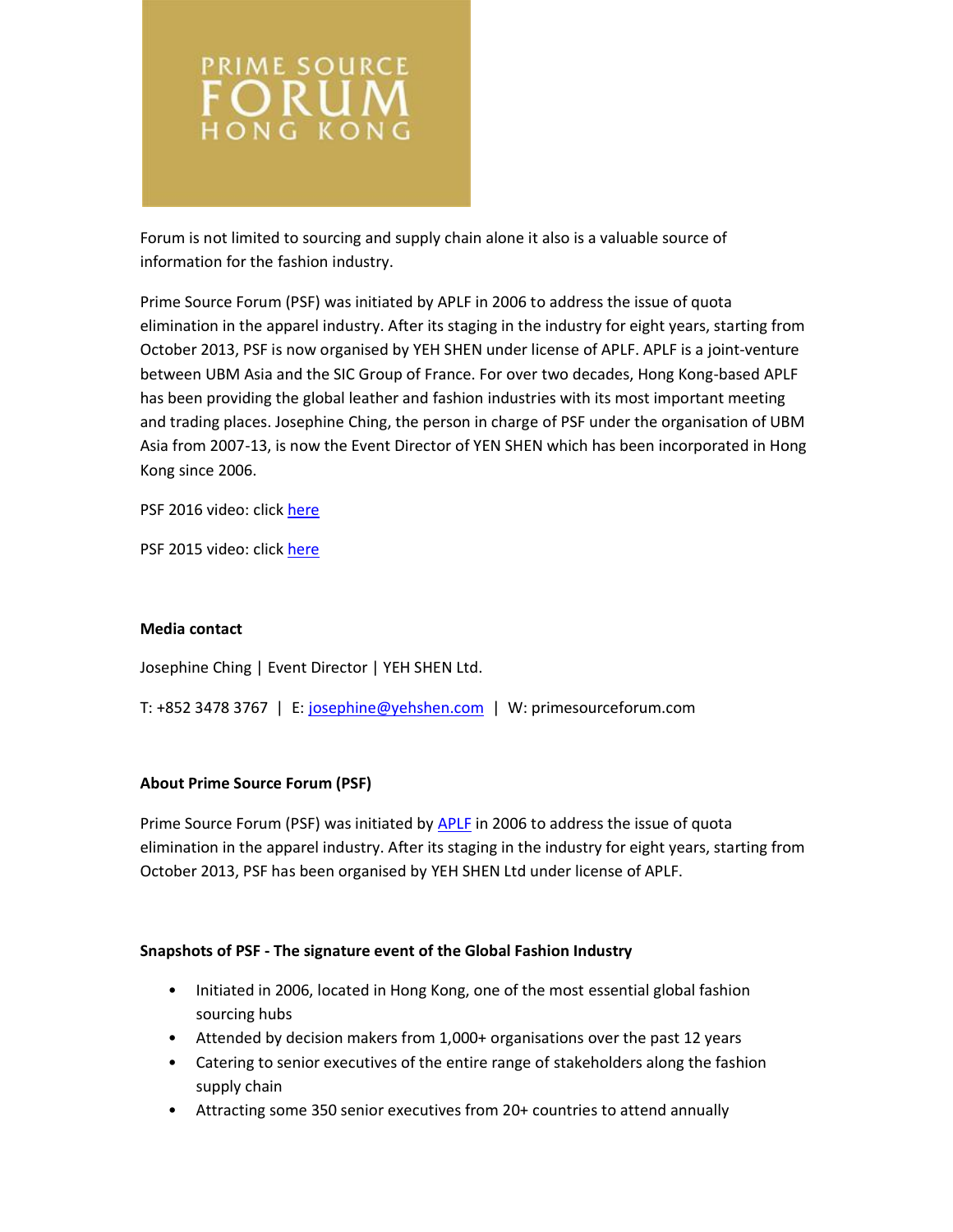PRIME SOURCE FORUM HONG KONG

Forum is not limited to sourcing and supply chain alone it also is a valuable source of information for the fashion industry.

Prime Source Forum (PSF) was initiated by APLF in 2006 to address the issue of quota elimination in the apparel industry. After its staging in the industry for eight years, starting from October 2013, PSF is now organised by YEH SHEN under license of APLF. APLF is a joint-venture between UBM Asia and the SIC Group of France. For over two decades, Hong Kong-based APLF has been providing the global leather and fashion industries with its most important meeting and trading places. Josephine Ching, the person in charge of PSF under the organisation of UBM Asia from 2007-13, is now the Event Director of YEN SHEN which has been incorporated in Hong Kong since 2006.

PSF 2016 video: click here

PSF 2015 video: click here

**Media contact**

Josephine Ching | Event Director | YEH SHEN Ltd.

T: +852 3478 3767 | E: josephine@yehshen.com | W: primesourceforum.com

**About Prime Source Forum (PSF)**

Prime Source Forum (PSF) was initiated by APLF in 2006 to address the issue of quota elimination in the apparel industry. After its staging in the industry for eight years, starting from October 2013, PSF has been organised by YEH SHEN Ltd under license of APLF.

**Snapshots of PSF - The signature event of the Global Fashion Industry**

- Initiated in 2006, located in Hong Kong, one of the most essential global fashion sourcing hubs
- Attended by decision makers from 1,000+ organisations over the past 12 years
- Catering to senior executives of the entire range of stakeholders along the fashion supply chain
- Attracting some 350 senior executives from 20+ countries to attend annually